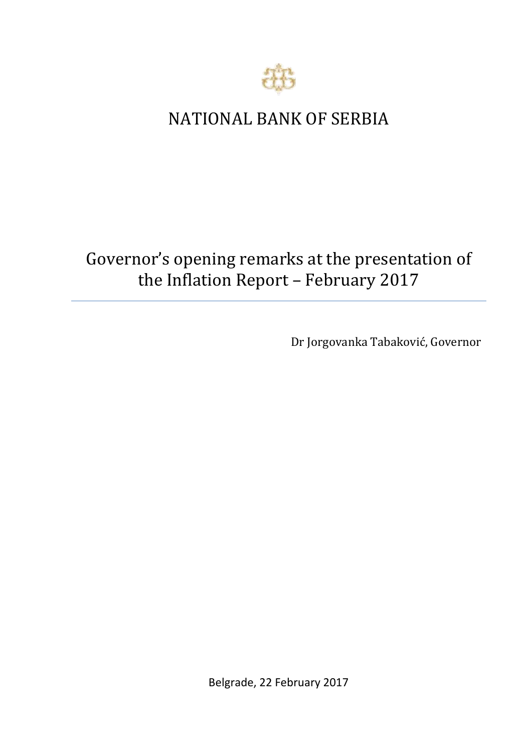# NATIONAL BANK OF SERBIA

## Governor's opening remarks at the presentation of the Inflation Report – February 2017

Dr Jorgovanka Tabaković, Governor

Belgrade, 22 February 2017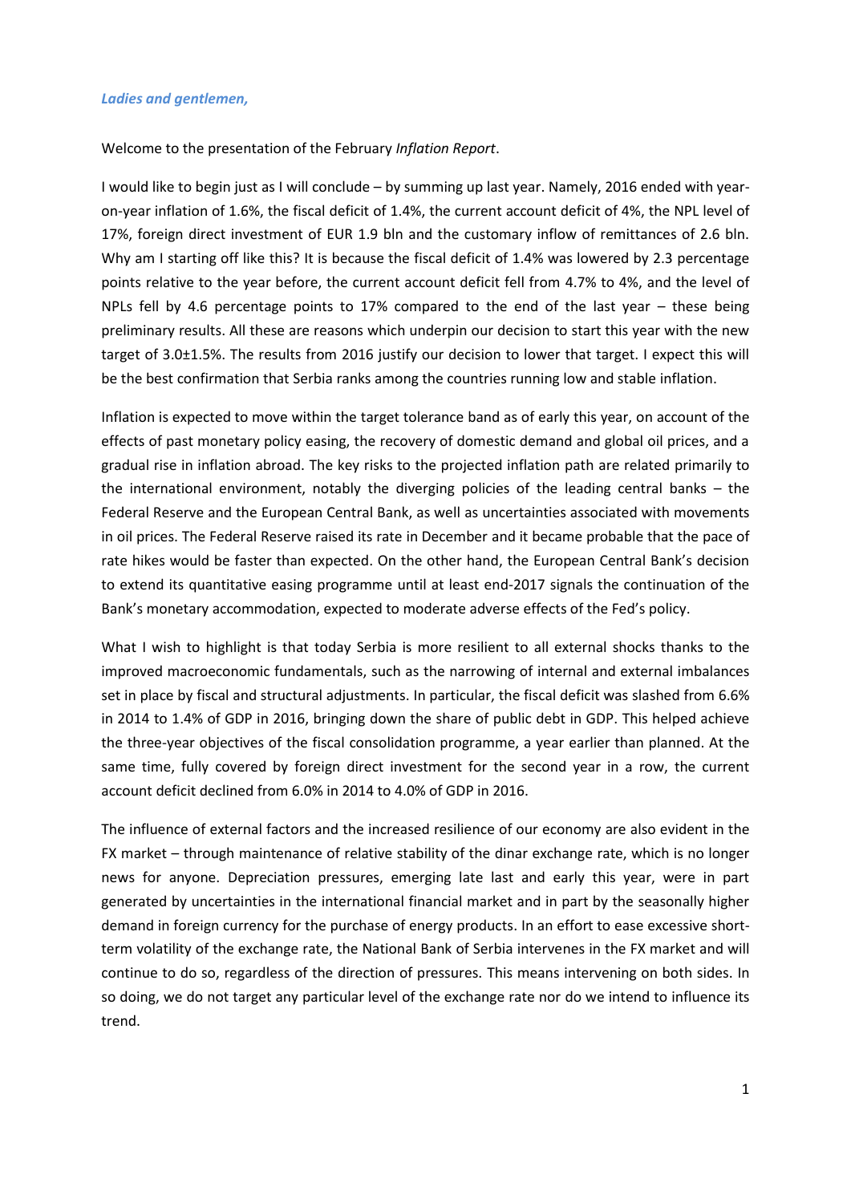*Ladies and gentlemen,*

Welcome to the presentation of the February *Inflation Report*.

I would like to begin just as I will conclude – by summing up last year. Namely, 2016 ended with year-on-year inflation of 1.6%, the fiscal deficit of 1.4%, the current account deficit of 4%, the NPL level of 17%, foreign direct investment of EUR 1.9 bln and the customary inflow of remittances of 2.6 bln. Why am I starting off like this? It is because the fiscal deficit of 1.4% was lowered by 2.3 percentage points relative to the year before, the current account deficit fell from 4.7% to 4%, and the level of NPLs fell by 4.6 percentage points to 17% compared to the end of the last year – these being preliminary results. All these are reasons which underpin our decision to start this year with the new target of 3.0±1.5%. The results from 2016 justify our decision to lower that target. I expect this will be the best confirmation that Serbia ranks among the countries running low and stable inflation.

Inflation is expected to move within the target tolerance band as of early this year, on account of the effects of past monetary policy easing, the recovery of domestic demand and global oil prices, and a gradual rise in inflation abroad. The key risks to the projected inflation path are related primarily to the international environment, notably the diverging policies of the leading central banks – the Federal Reserve and the European Central Bank, as well as uncertainties associated with movements in oil prices. The Federal Reserve raised its rate in December and it became probable that the pace of rate hikes would be faster than expected. On the other hand, the European Central Bank's decision to extend its quantitative easing programme until at least end-2017 signals the continuation of the Bank's monetary accommodation, expected to moderate adverse effects of the Fed's policy.

What I wish to highlight is that today Serbia is more resilient to all external shocks thanks to the improved macroeconomic fundamentals, such as the narrowing of internal and external imbalances set in place by fiscal and structural adjustments. In particular, the fiscal deficit was slashed from 6.6% in 2014 to 1.4% of GDP in 2016, bringing down the share of public debt in GDP. This helped achieve the three-year objectives of the fiscal consolidation programme, a year earlier than planned. At the same time, fully covered by foreign direct investment for the second year in a row, the current account deficit declined from 6.0% in 2014 to 4.0% of GDP in 2016.

The influence of external factors and the increased resilience of our economy are also evident in the FX market – through maintenance of relative stability of the dinar exchange rate, which is no longer news for anyone. Depreciation pressures, emerging late last and early this year, were in part generated by uncertainties in the international financial market and in part by the seasonally higher demand in foreign currency for the purchase of energy products. In an effort to ease excessive short-term volatility of the exchange rate, the National Bank of Serbia intervenes in the FX market and will continue to do so, regardless of the direction of pressures. This means intervening on both sides. In so doing, we do not target any particular level of the exchange rate nor do we intend to influence its trend.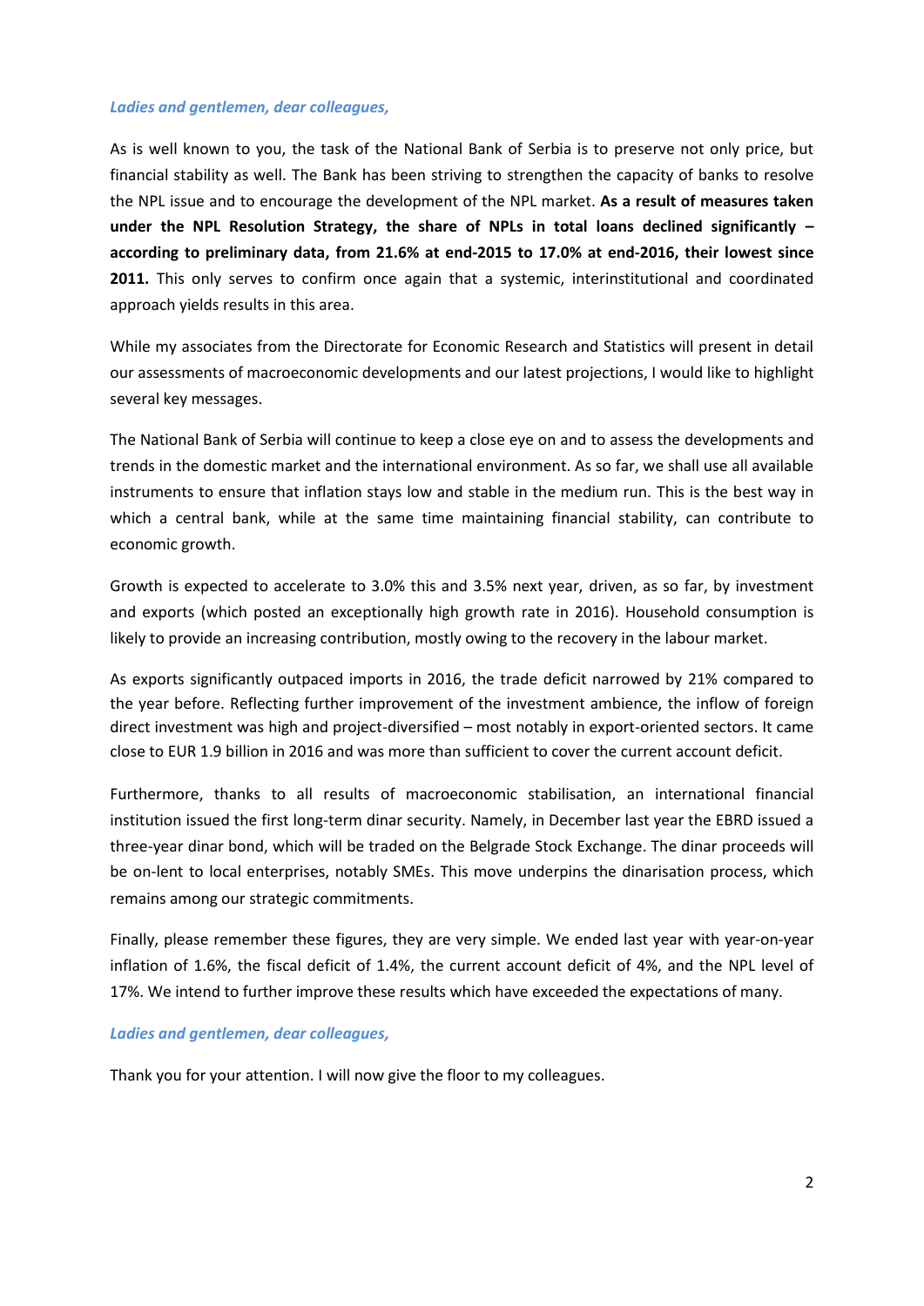***Ladies and gentlemen, dear colleagues,***

As is well known to you, the task of the National Bank of Serbia is to preserve not only price, but financial stability as well. The Bank has been striving to strengthen the capacity of banks to resolve the NPL issue and to encourage the development of the NPL market. **As a result of measures taken under the NPL Resolution Strategy, the share of NPLs in total loans declined significantly – according to preliminary data, from 21.6% at end-2015 to 17.0% at end-2016, their lowest since 2011.** This only serves to confirm once again that a systemic, interinstitutional and coordinated approach yields results in this area.

While my associates from the Directorate for Economic Research and Statistics will present in detail our assessments of macroeconomic developments and our latest projections, I would like to highlight several key messages.

The National Bank of Serbia will continue to keep a close eye on and to assess the developments and trends in the domestic market and the international environment. As so far, we shall use all available instruments to ensure that inflation stays low and stable in the medium run. This is the best way in which a central bank, while at the same time maintaining financial stability, can contribute to economic growth.

Growth is expected to accelerate to 3.0% this and 3.5% next year, driven, as so far, by investment and exports (which posted an exceptionally high growth rate in 2016). Household consumption is likely to provide an increasing contribution, mostly owing to the recovery in the labour market.

As exports significantly outpaced imports in 2016, the trade deficit narrowed by 21% compared to the year before. Reflecting further improvement of the investment ambience, the inflow of foreign direct investment was high and project-diversified – most notably in export-oriented sectors. It came close to EUR 1.9 billion in 2016 and was more than sufficient to cover the current account deficit.

Furthermore, thanks to all results of macroeconomic stabilisation, an international financial institution issued the first long-term dinar security. Namely, in December last year the EBRD issued a three-year dinar bond, which will be traded on the Belgrade Stock Exchange. The dinar proceeds will be on-lent to local enterprises, notably SMEs. This move underpins the dinarisation process, which remains among our strategic commitments.

Finally, please remember these figures, they are very simple. We ended last year with year-on-year inflation of 1.6%, the fiscal deficit of 1.4%, the current account deficit of 4%, and the NPL level of 17%. We intend to further improve these results which have exceeded the expectations of many.

***Ladies and gentlemen, dear colleagues,***

Thank you for your attention. I will now give the floor to my colleagues.